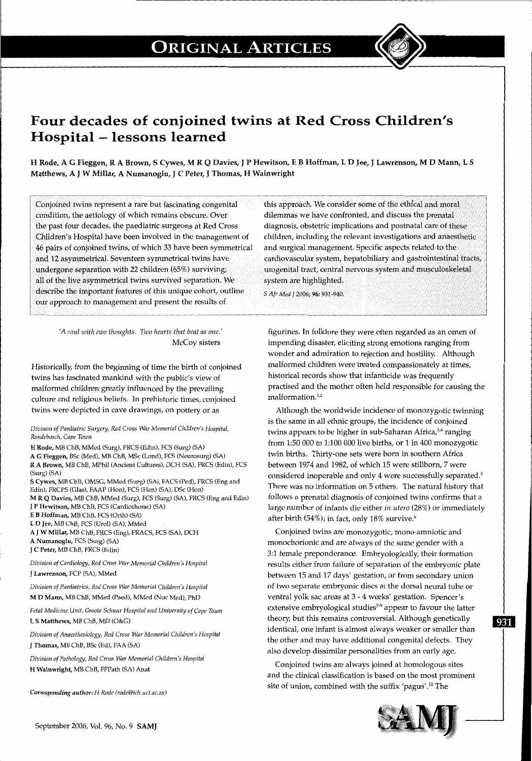# Four decades of conjoined twins at Red Cross Children's Hospital – lessons learned

H Rode, A G Fieggen, R A Brown, S Cywes, M R Q Davies, J P Hewitson, E B Hoffman, L D Jee, J Lawrenson, M D Mann, L S Matthews, A J W Millar, A Numanoglu, J C Peter, J Thomas, H Wainwright

Conjoined twins represent a rare but fascinating congenital condition, the aetiology of which remains obscure. Over the past four decades, the paediatric surgeons at Red Cross Children's Hospital have been involved in the management of 46 pairs of conjoined twins, of which 33 have been symmetrical and 12 asymmetrical. Seventeen symmetrical twins have undergone separation with 22 children (65%) surviving; all of the live asymmetrical twins survived separation. We describe the important features of this unique cohort, outline our approach to management and present the results of this approach. We consider some of the ethical and moral dilemmas we have confronted, and discuss the prenatal diagnosis, obstetric implications and postnatal care of these children, including the relevant investigations and anaesthetic and surgical management. Specific aspects related to the cardiovascular system, hepatobiliary and gastrointestinal tracts, urogenital tract, central nervous system and musculoskeletal system are highlighted.

*S Afr Med J* 2006; **96**: 931-940.

*'A soul with two thoughts. Two hearts that beat as one.'*
McCoy sisters

Historically, from the beginning of time the birth of conjoined twins has fascinated mankind with the public's view of malformed children greatly influenced by the prevailing culture and religious beliefs. In prehistoric times, conjoined twins were depicted in cave drawings, on pottery or as figurines. In folklore they were often regarded as an omen of impending disaster, eliciting strong emotions ranging from wonder and admiration to rejection and hostility. Although malformed children were treated compassionately at times, historical records show that infanticide was frequently practised and the mother often held responsible for causing the malformation.[1,2]

Although the worldwide incidence of monozygotic twinning is the same in all ethnic groups, the incidence of conjoined twins appears to be higher in sub-Saharan Africa,[3,4] ranging from 1:50 000 to 1:100 000 live births, or 1 in 400 monozygotic twin births. Thirty-one sets were born in southern Africa between 1974 and 1982, of which 15 were stillborn, 7 were considered inoperable and only 4 were successfully separated.[5] There was no information on 5 others. The natural history that follows a prenatal diagnosis of conjoined twins confirms that a large number of infants die either *in utero* (28%) or immediately after birth (54%); in fact, only 18% survive.[6]

Conjoined twins are monozygotic, mono-amniotic and monochorionic and are always of the same gender with a 3:1 female preponderance. Embryologically, their formation results either from failure of separation of the embryonic plate between 15 and 17 days' gestation, or from secondary union of two separate embryonic discs at the dorsal neural tube or ventral yolk sac areas at 3 - 4 weeks' gestation. Spencer's extensive embryological studies[7-9] appear to favour the latter theory, but this remains controversial. Although genetically identical, one infant is almost always weaker or smaller than the other and may have additional congenital defects. They also develop dissimilar personalities from an early age.

Conjoined twins are always joined at homologous sites and the clinical classification is based on the most prominent site of union, combined with the suffix 'pagus'.[10] The

*Division of Paediatric Surgery, Red Cross War Memorial Children's Hospital, Rondebosch, Cape Town*

**H Rode**, MB ChB, MMed (Surg), FRCS (Edin), FCS (Surg) (SA)
**A G Fieggen**, BSc (Med), MB ChB, MSc (Lond), FCS (Neurosurg) (SA)
**R A Brown**, MB ChB, MPhil (Ancient Cultures), DCH (SA), FRCS (Edin), FCS (Surg) (SA)
**S Cywes**, MB ChB, OMSG, MMed (Surg) (SA), FACS (Ped), FRCS (Eng and Edin), FRCPS (Glas), FAAP (Hon), FCS (Hon) (SA), DSc (Hon)
**M R Q Davies**, MB ChB, MMed (Surg), FCS (Surg) (SA), FRCS (Eng and Edin)
**J P Hewitson**, MB ChB, FCS (Cardiothorac) (SA)
**E B Hoffman**, MB ChB, FCS (Orth) (SA)
**L D Jee**, MB ChB, FCS (Urol) (SA), MMed
**A J W Millar**, MB ChB, FRCS (Eng), FRACS, FCS (SA), DCH
**A Numanoglu**, FCS (Surg) (SA)
**J C Peter**, MB ChB, FRCS (Edin)

*Division of Cardiology, Red Cross War Memorial Children's Hospital*
**J Lawrenson**, FCP (SA), MMed

*Division of Paediatrics, Red Cross War Memorial Children's Hospital*
**M D Mann**, MB ChB, MMed (Paed), MMed (Nuc Med), PhD

*Fetal Medicine Unit, Groote Schuur Hospital and University of Cape Town*
**L S Matthews**, MB ChB, MD (O&G)

*Division of Anaesthesiology, Red Cross War Memorial Children's Hospital*
**J Thomas**, MB ChB, BSc (Ed), FAA (SA)

*Division of Pathology, Red Cross War Memorial Children's Hospital*
**H Wainwright**, MB ChB, FFPath (SA) Anat

*Corresponding author: H Rode (rode@ich.uct.ac.za)*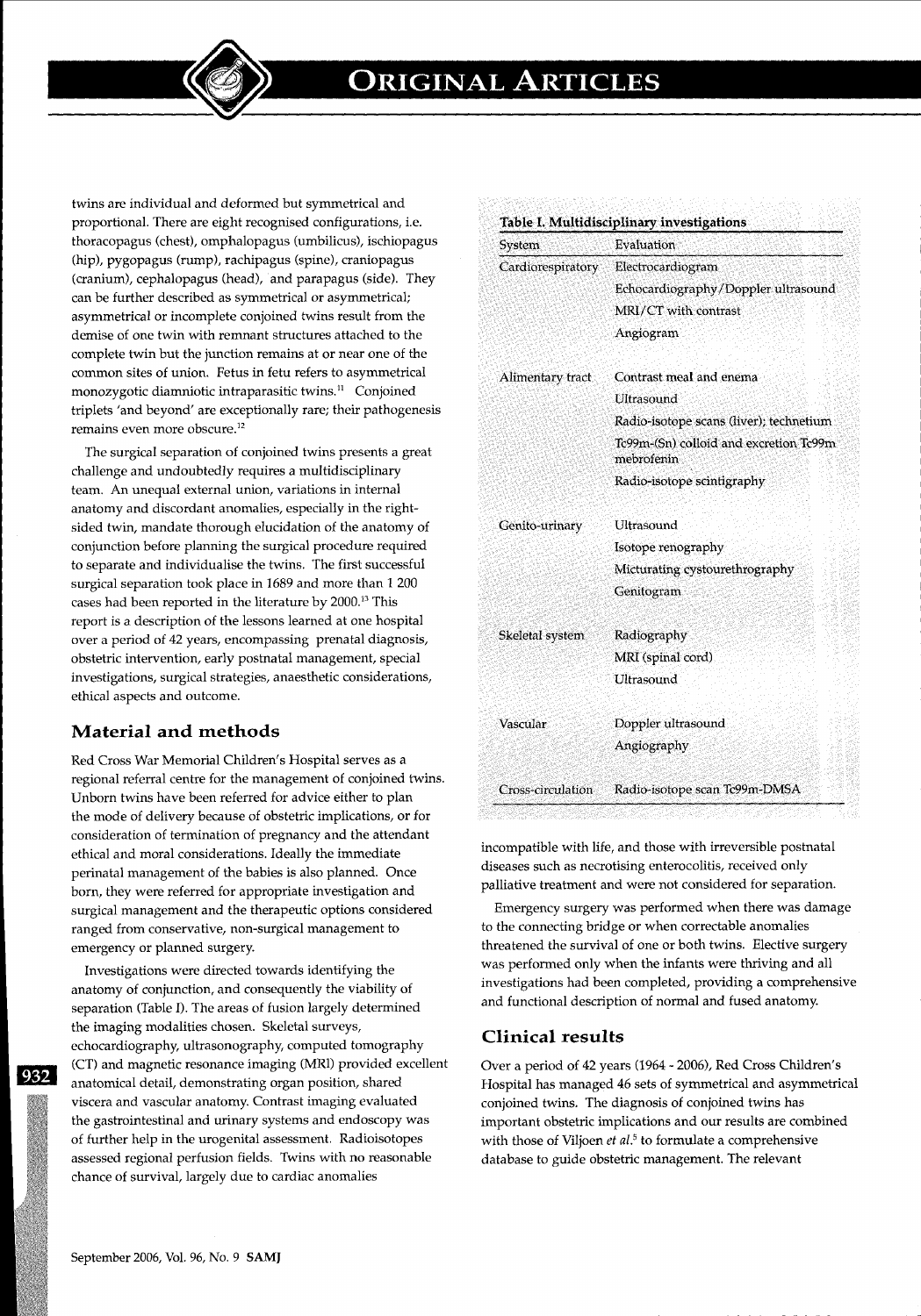twins are individual and deformed but symmetrical and proportional. There are eight recognised configurations, i.e. thoracopagus (chest), omphalopagus (umbilicus), ischiopagus (hip), pygopagus (rump), rachipagus (spine), craniopagus (cranium), cephalopagus (head), and parapagus (side). They can be further described as symmetrical or asymmetrical; asymmetrical or incomplete conjoined twins result from the demise of one twin with remnant structures attached to the complete twin but the junction remains at or near one of the common sites of union. Fetus in fetu refers to asymmetrical monozygotic diamniotic intraparasitic twins.[11] Conjoined triplets 'and beyond' are exceptionally rare; their pathogenesis remains even more obscure.[12]

The surgical separation of conjoined twins presents a great challenge and undoubtedly requires a multidisciplinary team. An unequal external union, variations in internal anatomy and discordant anomalies, especially in the right-sided twin, mandate thorough elucidation of the anatomy of conjunction before planning the surgical procedure required to separate and individualise the twins. The first successful surgical separation took place in 1689 and more than 1 200 cases had been reported in the literature by 2000.[13] This report is a description of the lessons learned at one hospital over a period of 42 years, encompassing prenatal diagnosis, obstetric intervention, early postnatal management, special investigations, surgical strategies, anaesthetic considerations, ethical aspects and outcome.

## Material and methods

Red Cross War Memorial Children's Hospital serves as a regional referral centre for the management of conjoined twins. Unborn twins have been referred for advice either to plan the mode of delivery because of obstetric implications, or for consideration of termination of pregnancy and the attendant ethical and moral considerations. Ideally the immediate perinatal management of the babies is also planned. Once born, they were referred for appropriate investigation and surgical management and the therapeutic options considered ranged from conservative, non-surgical management to emergency or planned surgery.

Investigations were directed towards identifying the anatomy of conjunction, and consequently the viability of separation (Table I). The areas of fusion largely determined the imaging modalities chosen. Skeletal surveys, echocardiography, ultrasonography, computed tomography (CT) and magnetic resonance imaging (MRI) provided excellent anatomical detail, demonstrating organ position, shared viscera and vascular anatomy. Contrast imaging evaluated the gastrointestinal and urinary systems and endoscopy was of further help in the urogenital assessment. Radioisotopes assessed regional perfusion fields. Twins with no reasonable chance of survival, largely due to cardiac anomalies incompatible with life, and those with irreversible postnatal diseases such as necrotising enterocolitis, received only palliative treatment and were not considered for separation.

**Table I. Multidisciplinary investigations**

| System | Evaluation |
|---|---|
| Cardiorespiratory | Electrocardiogram |
| | Echocardiography/Doppler ultrasound |
| | MRI/CT with contrast |
| | Angiogram |
| Alimentary tract | Contrast meal and enema |
| | Ultrasound |
| | Radio-isotope scans (liver); technetium |
| | Tc99m-(Sn) colloid and excretion Tc99m mebrofenin |
| | Radio-isotope scintigraphy |
| Genito-urinary | Ultrasound |
| | Isotope renography |
| | Micturating cystourethrography |
| | Genitogram |
| Skeletal system | Radiography |
| | MRI (spinal cord) |
| | Ultrasound |
| Vascular | Doppler ultrasound |
| | Angiography |
| Cross-circulation | Radio-isotope scan Tc99m-DMSA |

Emergency surgery was performed when there was damage to the connecting bridge or when correctable anomalies threatened the survival of one or both twins. Elective surgery was performed only when the infants were thriving and all investigations had been completed, providing a comprehensive and functional description of normal and fused anatomy.

## Clinical results

Over a period of 42 years (1964 - 2006), Red Cross Children's Hospital has managed 46 sets of symmetrical and asymmetrical conjoined twins. The diagnosis of conjoined twins has important obstetric implications and our results are combined with those of Viljoen *et al.*[5] to formulate a comprehensive database to guide obstetric management. The relevant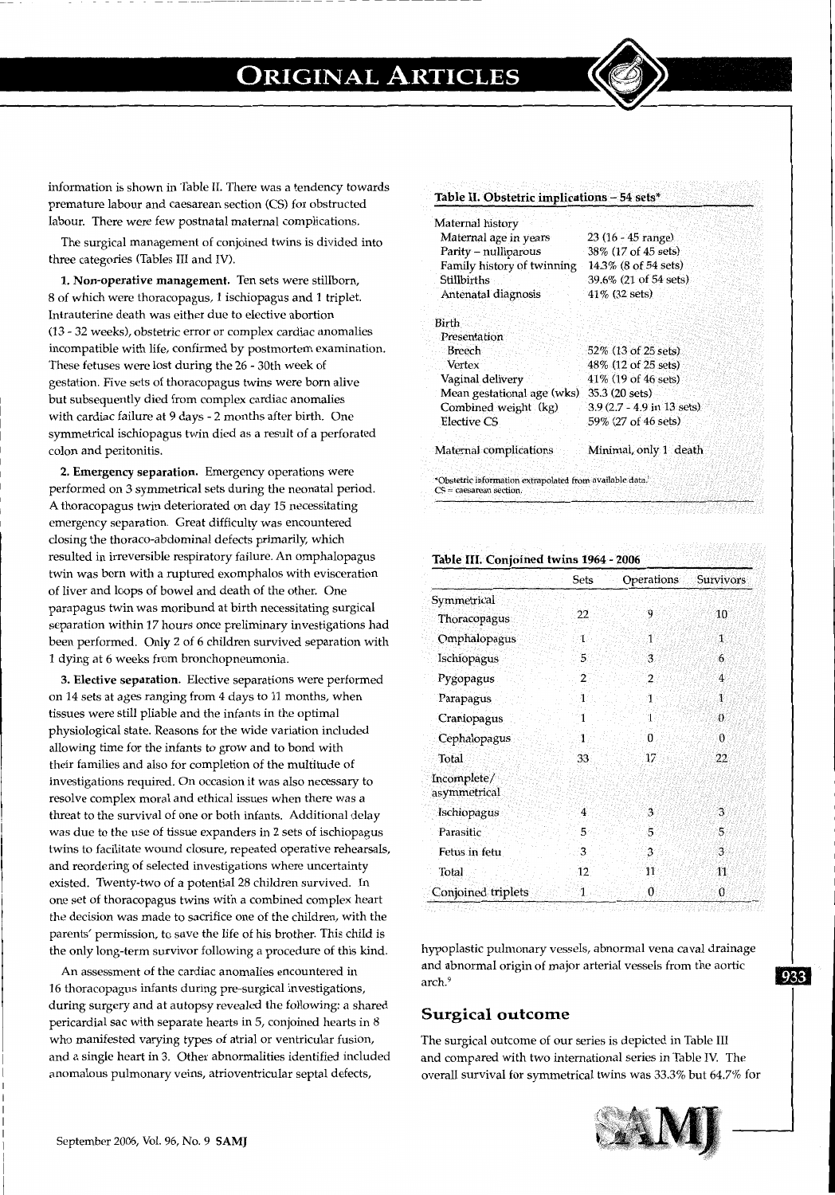information is shown in Table II. There was a tendency towards premature labour and caesarean section (CS) for obstructed labour. There were few postnatal maternal complications.

The surgical management of conjoined twins is divided into three categories (Tables III and IV).

**1. Non-operative management.** Ten sets were stillborn, 8 of which were thoracopagus, 1 ischiopagus and 1 triplet. Intrauterine death was either due to elective abortion (13 - 32 weeks), obstetric error or complex cardiac anomalies incompatible with life, confirmed by postmortem examination. These fetuses were lost during the 26 - 30th week of gestation. Five sets of thoracopagus twins were born alive but subsequently died from complex cardiac anomalies with cardiac failure at 9 days - 2 months after birth. One symmetrical ischiopagus twin died as a result of a perforated colon and peritonitis.

**2. Emergency separation.** Emergency operations were performed on 3 symmetrical sets during the neonatal period. A thoracopagus twin deteriorated on day 15 necessitating emergency separation. Great difficulty was encountered closing the thoraco-abdominal defects primarily, which resulted in irreversible respiratory failure. An omphalopagus twin was born with a ruptured exomphalos with evisceration of liver and loops of bowel and death of the other. One parapagus twin was moribund at birth necessitating surgical separation within 17 hours once preliminary investigations had been performed. Only 2 of 6 children survived separation with 1 dying at 6 weeks from bronchopneumonia.

**3. Elective separation.** Elective separations were performed on 14 sets at ages ranging from 4 days to 11 months, when tissues were still pliable and the infants in the optimal physiological state. Reasons for the wide variation included allowing time for the infants to grow and to bond with their families and also for completion of the multitude of investigations required. On occasion it was also necessary to resolve complex moral and ethical issues when there was a threat to the survival of one or both infants. Additional delay was due to the use of tissue expanders in 2 sets of ischiopagus twins to facilitate wound closure, repeated operative rehearsals, and reordering of selected investigations where uncertainty existed. Twenty-two of a potential 28 children survived. In one set of thoracopagus twins with a combined complex heart the decision was made to sacrifice one of the children, with the parents' permission, to save the life of his brother. This child is the only long-term survivor following a procedure of this kind.

An assessment of the cardiac anomalies encountered in 16 thoracopagus infants during pre-surgical investigations, during surgery and at autopsy revealed the following: a shared pericardial sac with separate hearts in 5, conjoined hearts in 8 who manifested varying types of atrial or ventricular fusion, and a single heart in 3. Other abnormalities identified included anomalous pulmonary veins, atrioventricular septal defects, hypoplastic pulmonary vessels, abnormal vena caval drainage and abnormal origin of major arterial vessels from the aortic arch.[9]

**Table II. Obstetric implications – 54 sets***

| | |
|---|---|
| **Maternal history** | |
| Maternal age in years | 23 (16 - 45 range) |
| Parity – nulliparous | 38% (17 of 45 sets) |
| Family history of twinning | 14.3% (8 of 54 sets) |
| Stillbirths | 39.6% (21 of 54 sets) |
| Antenatal diagnosis | 41% (32 sets) |
| **Birth** | |
| Presentation | |
| Breech | 52% (13 of 25 sets) |
| Vertex | 48% (12 of 25 sets) |
| Vaginal delivery | 41% (19 of 46 sets) |
| Mean gestational age (wks) | 35.3 (20 sets) |
| Combined weight (kg) | 3.9 (2.7 - 4.9 in 13 sets) |
| Elective CS | 59% (27 of 46 sets) |
| Maternal complications | Minimal, only 1 death |

*Obstetric information extrapolated from available data.
CS = caesarean section.

**Table III. Conjoined twins 1964 - 2006**

| | Sets | Operations | Survivors |
|---|---|---|---|
| **Symmetrical** | | | |
| Thoracopagus | 22 | 9 | 10 |
| Omphalopagus | 1 | 1 | 1 |
| Ischiopagus | 5 | 3 | 6 |
| Pygopagus | 2 | 2 | 4 |
| Parapagus | 1 | 1 | 1 |
| Craniopagus | 1 | 1 | 0 |
| Cephalopagus | 1 | 0 | 0 |
| Total | 33 | 17 | 22 |
| **Incomplete/ asymmetrical** | | | |
| Ischiopagus | 4 | 3 | 3 |
| Parasitic | 5 | 5 | 5 |
| Fetus in fetu | 3 | 3 | 3 |
| Total | 12 | 11 | 11 |
| Conjoined triplets | 1 | 0 | 0 |

## Surgical outcome

The surgical outcome of our series is depicted in Table III and compared with two international series in Table IV. The overall survival for symmetrical twins was 33.3% but 64.7% for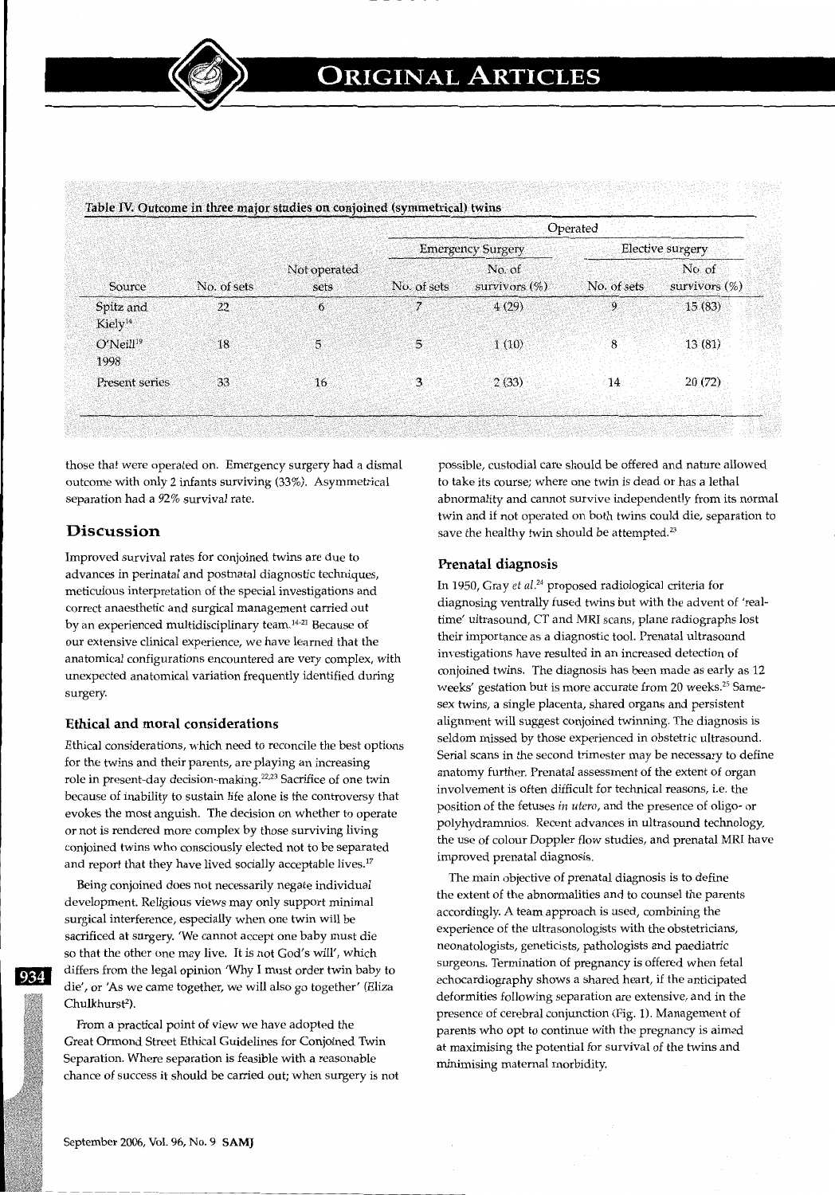**Table IV. Outcome in three major studies on conjoined (symmetrical) twins**

| | | | Operated | | | |
|---|---|---|---|---|---|---|
| | | | Emergency Surgery | | Elective surgery | |
| Source | No. of sets | Not operated sets | No. of sets | No. of survivors (%) | No. of sets | No. of survivors (%) |
| Spitz and Kiely[14] | 22 | 6 | 7 | 4 (29) | 9 | 15 (83) |
| O'Neill[19] 1998 | 18 | 5 | 5 | 1 (10) | 8 | 13 (81) |
| Present series | 33 | 16 | 3 | 2 (33) | 14 | 20 (72) |

those that were operated on. Emergency surgery had a dismal outcome with only 2 infants surviving (33%). Asymmetrical separation had a 92% survival rate.

## Discussion

Improved survival rates for conjoined twins are due to advances in perinatal and postnatal diagnostic techniques, meticulous interpretation of the special investigations and correct anaesthetic and surgical management carried out by an experienced multidisciplinary team.[14-21] Because of our extensive clinical experience, we have learned that the anatomical configurations encountered are very complex, with unexpected anatomical variation frequently identified during surgery.

### Ethical and moral considerations

Ethical considerations, which need to reconcile the best options for the twins and their parents, are playing an increasing role in present-day decision-making.[22,23] Sacrifice of one twin because of inability to sustain life alone is the controversy that evokes the most anguish. The decision on whether to operate or not is rendered more complex by those surviving living conjoined twins who consciously elected not to be separated and report that they have lived socially acceptable lives.[17]

Being conjoined does not necessarily negate individual development. Religious views may only support minimal surgical interference, especially when one twin will be sacrificed at surgery. 'We cannot accept one baby must die so that the other one may live. It is not God's will', which differs from the legal opinion 'Why I must order twin baby to die', or 'As we came together, we will also go together' (Eliza Chulkhurst[2]).

From a practical point of view we have adopted the Great Ormond Street Ethical Guidelines for Conjoined Twin Separation. Where separation is feasible with a reasonable chance of success it should be carried out; when surgery is not possible, custodial care should be offered and nature allowed to take its course; where one twin is dead or has a lethal abnormality and cannot survive independently from its normal twin and if not operated on both twins could die, separation to save the healthy twin should be attempted.[23]

### Prenatal diagnosis

In 1950, Gray *et al.*[24] proposed radiological criteria for diagnosing ventrally fused twins but with the advent of 'real-time' ultrasound, CT and MRI scans, plane radiographs lost their importance as a diagnostic tool. Prenatal ultrasound investigations have resulted in an increased detection of conjoined twins. The diagnosis has been made as early as 12 weeks' gestation but is more accurate from 20 weeks.[25] Same-sex twins, a single placenta, shared organs and persistent alignment will suggest conjoined twinning. The diagnosis is seldom missed by those experienced in obstetric ultrasound. Serial scans in the second trimester may be necessary to define anatomy further. Prenatal assessment of the extent of organ involvement is often difficult for technical reasons, i.e. the position of the fetuses *in utero*, and the presence of oligo- or polyhydramnios. Recent advances in ultrasound technology, the use of colour Doppler flow studies, and prenatal MRI have improved prenatal diagnosis.

The main objective of prenatal diagnosis is to define the extent of the abnormalities and to counsel the parents accordingly. A team approach is used, combining the experience of the ultrasonologists with the obstetricians, neonatologists, geneticists, pathologists and paediatric surgeons. Termination of pregnancy is offered when fetal echocardiography shows a shared heart, if the anticipated deformities following separation are extensive, and in the presence of cerebral conjunction (Fig. 1). Management of parents who opt to continue with the pregnancy is aimed at maximising the potential for survival of the twins and minimising maternal morbidity.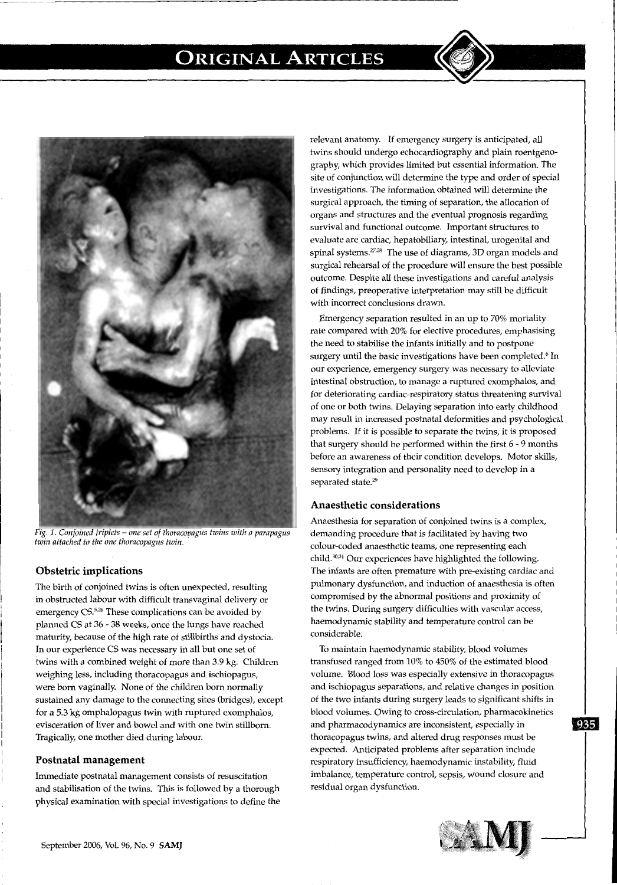Fig. 1. Conjoined triplets – one set of thoracopagus twins with a parapagus twin attached to the one thoracopagus twin.

### Obstetric implications

The birth of conjoined twins is often unexpected, resulting in obstructed labour with difficult transvaginal delivery or emergency CS.[5,26] These complications can be avoided by planned CS at 36 - 38 weeks, once the lungs have reached maturity, because of the high rate of stillbirths and dystocia. In our experience CS was necessary in all but one set of twins with a combined weight of more than 3.9 kg. Children weighing less, including thoracopagus and ischiopagus, were born vaginally. None of the children born normally sustained any damage to the connecting sites (bridges), except for a 5.3 kg omphalopagus twin with ruptured exomphalos, evisceration of liver and bowel and with one twin stillborn. Tragically, one mother died during labour.

### Postnatal management

Immediate postnatal management consists of resuscitation and stabilisation of the twins. This is followed by a thorough physical examination with special investigations to define the relevant anatomy. If emergency surgery is anticipated, all twins should undergo echocardiography and plain roentgenography, which provides limited but essential information. The site of conjunction will determine the type and order of special investigations. The information obtained will determine the surgical approach, the timing of separation, the allocation of organs and structures and the eventual prognosis regarding survival and functional outcome. Important structures to evaluate are cardiac, hepatobiliary, intestinal, urogenital and spinal systems.[27,28] The use of diagrams, 3D organ models and surgical rehearsal of the procedure will ensure the best possible outcome. Despite all these investigations and careful analysis of findings, preoperative interpretation may still be difficult with incorrect conclusions drawn.

Emergency separation resulted in an up to 70% mortality rate compared with 20% for elective procedures, emphasising the need to stabilise the infants initially and to postpone surgery until the basic investigations have been completed.[6] In our experience, emergency surgery was necessary to alleviate intestinal obstruction, to manage a ruptured exomphalos, and for deteriorating cardiac-respiratory status threatening survival of one or both twins. Delaying separation into early childhood may result in increased postnatal deformities and psychological problems. If it is possible to separate the twins, it is proposed that surgery should be performed within the first 6 - 9 months before an awareness of their condition develops. Motor skills, sensory integration and personality need to develop in a separated state.[29]

### Anaesthetic considerations

Anaesthesia for separation of conjoined twins is a complex, demanding procedure that is facilitated by having two colour-coded anaesthetic teams, one representing each child.[30,31] Our experiences have highlighted the following. The infants are often premature with pre-existing cardiac and pulmonary dysfunction, and induction of anaesthesia is often compromised by the abnormal positions and proximity of the twins. During surgery difficulties with vascular access, haemodynamic stability and temperature control can be considerable.

To maintain haemodynamic stability, blood volumes transfused ranged from 10% to 450% of the estimated blood volume. Blood loss was especially extensive in thoracopagus and ischiopagus separations, and relative changes in position of the two infants during surgery leads to significant shifts in blood volumes. Owing to cross-circulation, pharmacokinetics and pharmacodynamics are inconsistent, especially in thoracopagus twins, and altered drug responses must be expected. Anticipated problems after separation include respiratory insufficiency, haemodynamic instability, fluid imbalance, temperature control, sepsis, wound closure and residual organ dysfunction.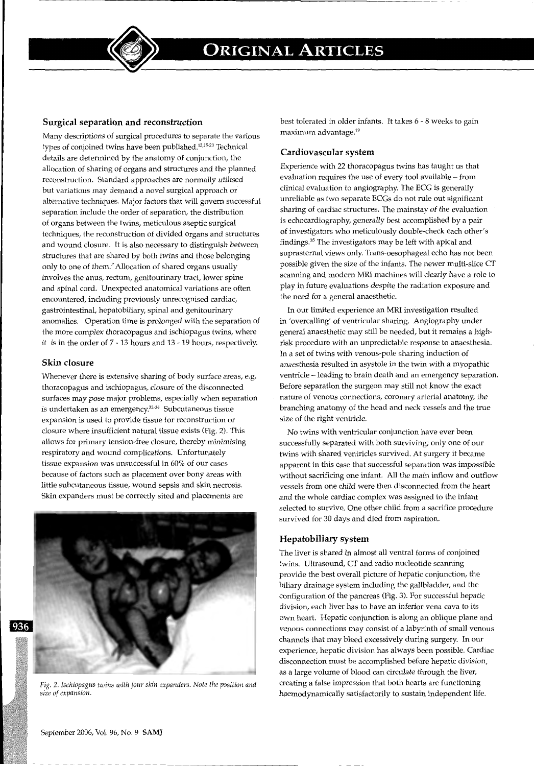### Surgical separation and reconstruction

Many descriptions of surgical procedures to separate the various types of conjoined twins have been published.[13,15-20] Technical details are determined by the anatomy of conjunction, the allocation of sharing of organs and structures and the planned reconstruction. Standard approaches are normally utilised but variations may demand a novel surgical approach or alternative techniques. Major factors that will govern successful separation include the order of separation, the distribution of organs between the twins, meticulous aseptic surgical techniques, the reconstruction of divided organs and structures and wound closure. It is also necessary to distinguish between structures that are shared by both twins and those belonging only to one of them.[7] Allocation of shared organs usually involves the anus, rectum, genitourinary tract, lower spine and spinal cord. Unexpected anatomical variations are often encountered, including previously unrecognised cardiac, gastrointestinal, hepatobiliary, spinal and genitourinary anomalies. Operation time is prolonged with the separation of the more complex thoracopagus and ischiopagus twins, where it is in the order of 7 - 13 hours and 13 - 19 hours, respectively.

### Skin closure

Whenever there is extensive sharing of body surface areas, e.g. thoracopagus and ischiopagus, closure of the disconnected surfaces may pose major problems, especially when separation is undertaken as an emergency.[32-34] Subcutaneous tissue expansion is used to provide tissue for reconstruction or closure where insufficient natural tissue exists (Fig. 2). This allows for primary tension-free closure, thereby minimising respiratory and wound complications. Unfortunately tissue expansion was unsuccessful in 60% of our cases because of factors such as placement over bony areas with little subcutaneous tissue, wound sepsis and skin necrosis. Skin expanders must be correctly sited and placements are best tolerated in older infants. It takes 6 - 8 weeks to gain maximum advantage.[19]

*Fig. 2. Ischiopagus twins with four skin expanders. Note the position and size of expansion.*

### Cardiovascular system

Experience with 22 thoracopagus twins has taught us that evaluation requires the use of every tool available – from clinical evaluation to angiography. The ECG is generally unreliable as two separate ECGs do not rule out significant sharing of cardiac structures. The mainstay of the evaluation is echocardiography, generally best accomplished by a pair of investigators who meticulously double-check each other's findings.[35] The investigators may be left with apical and suprasternal views only. Trans-oesophageal echo has not been possible given the size of the infants. The newer multi-slice CT scanning and modern MRI machines will clearly have a role to play in future evaluations despite the radiation exposure and the need for a general anaesthetic.

In our limited experience an MRI investigation resulted in 'overcalling' of ventricular sharing. Angiography under general anaesthetic may still be needed, but it remains a high-risk procedure with an unpredictable response to anaesthesia. In a set of twins with venous-pole sharing induction of anaesthesia resulted in asystole in the twin with a myopathic ventricle – leading to brain death and an emergency separation. Before separation the surgeon may still not know the exact nature of venous connections, coronary arterial anatomy, the branching anatomy of the head and neck vessels and the true size of the right ventricle.

No twins with ventricular conjunction have ever been successfully separated with both surviving; only one of our twins with shared ventricles survived. At surgery it became apparent in this case that successful separation was impossible without sacrificing one infant. All the main inflow and outflow vessels from one child were then disconnected from the heart and the whole cardiac complex was assigned to the infant selected to survive. One other child from a sacrifice procedure survived for 30 days and died from aspiration.

### Hepatobiliary system

The liver is shared in almost all ventral forms of conjoined twins. Ultrasound, CT and radio nucleotide scanning provide the best overall picture of hepatic conjunction, the biliary drainage system including the gallbladder, and the configuration of the pancreas (Fig. 3). For successful hepatic division, each liver has to have an inferior vena cava to its own heart. Hepatic conjunction is along an oblique plane and venous connections may consist of a labyrinth of small venous channels that may bleed excessively during surgery. In our experience, hepatic division has always been possible. Cardiac disconnection must be accomplished before hepatic division, as a large volume of blood can circulate through the liver, creating a false impression that both hearts are functioning haemodynamically satisfactorily to sustain independent life.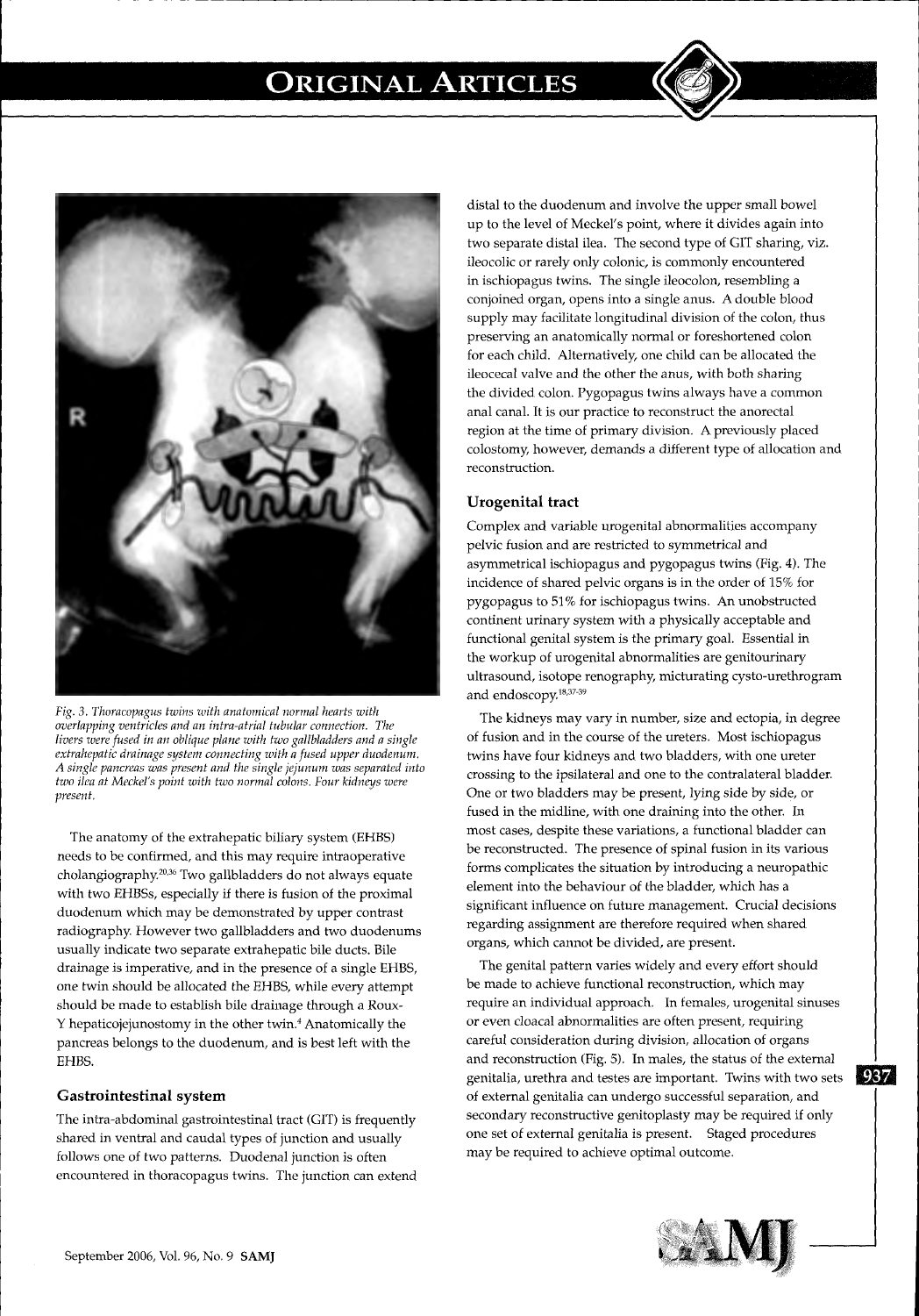Fig. 3. Thoracopagus twins with anatomical normal hearts with overlapping ventricles and an intra-atrial tubular connection. The livers were fused in an oblique plane with two gallbladders and a single extrahepatic drainage system connecting with a fused upper duodenum. A single pancreas was present and the single jejunum was separated into two ilea at Meckel's point with two normal colons. Four kidneys were present.

The anatomy of the extrahepatic biliary system (EHBS) needs to be confirmed, and this may require intraoperative cholangiography.[20,36] Two gallbladders do not always equate with two EHBSs, especially if there is fusion of the proximal duodenum which may be demonstrated by upper contrast radiography. However two gallbladders and two duodenums usually indicate two separate extrahepatic bile ducts. Bile drainage is imperative, and in the presence of a single EHBS, one twin should be allocated the EHBS, while every attempt should be made to establish bile drainage through a Roux-Y hepaticojejunostomy in the other twin.[4] Anatomically the pancreas belongs to the duodenum, and is best left with the EHBS.

### Gastrointestinal system

The intra-abdominal gastrointestinal tract (GIT) is frequently shared in ventral and caudal types of junction and usually follows one of two patterns. Duodenal junction is often encountered in thoracopagus twins. The junction can extend distal to the duodenum and involve the upper small bowel up to the level of Meckel's point, where it divides again into two separate distal ilea. The second type of GIT sharing, viz. ileocolic or rarely only colonic, is commonly encountered in ischiopagus twins. The single ileocolon, resembling a conjoined organ, opens into a single anus. A double blood supply may facilitate longitudinal division of the colon, thus preserving an anatomically normal or foreshortened colon for each child. Alternatively, one child can be allocated the ileocecal valve and the other the anus, with both sharing the divided colon. Pygopagus twins always have a common anal canal. It is our practice to reconstruct the anorectal region at the time of primary division. A previously placed colostomy, however, demands a different type of allocation and reconstruction.

### Urogenital tract

Complex and variable urogenital abnormalities accompany pelvic fusion and are restricted to symmetrical and asymmetrical ischiopagus and pygopagus twins (Fig. 4). The incidence of shared pelvic organs is in the order of 15% for pygopagus to 51% for ischiopagus twins. An unobstructed continent urinary system with a physically acceptable and functional genital system is the primary goal. Essential in the workup of urogenital abnormalities are genitourinary ultrasound, isotope renography, micturating cysto-urethrogram and endoscopy.[18,37-39]

The kidneys may vary in number, size and ectopia, in degree of fusion and in the course of the ureters. Most ischiopagus twins have four kidneys and two bladders, with one ureter crossing to the ipsilateral and one to the contralateral bladder. One or two bladders may be present, lying side by side, or fused in the midline, with one draining into the other. In most cases, despite these variations, a functional bladder can be reconstructed. The presence of spinal fusion in its various forms complicates the situation by introducing a neuropathic element into the behaviour of the bladder, which has a significant influence on future management. Crucial decisions regarding assignment are therefore required when shared organs, which cannot be divided, are present.

The genital pattern varies widely and every effort should be made to achieve functional reconstruction, which may require an individual approach. In females, urogenital sinuses or even cloacal abnormalities are often present, requiring careful consideration during division, allocation of organs and reconstruction (Fig. 5). In males, the status of the external genitalia, urethra and testes are important. Twins with two sets of external genitalia can undergo successful separation, and secondary reconstructive genitoplasty may be required if only one set of external genitalia is present. Staged procedures may be required to achieve optimal outcome.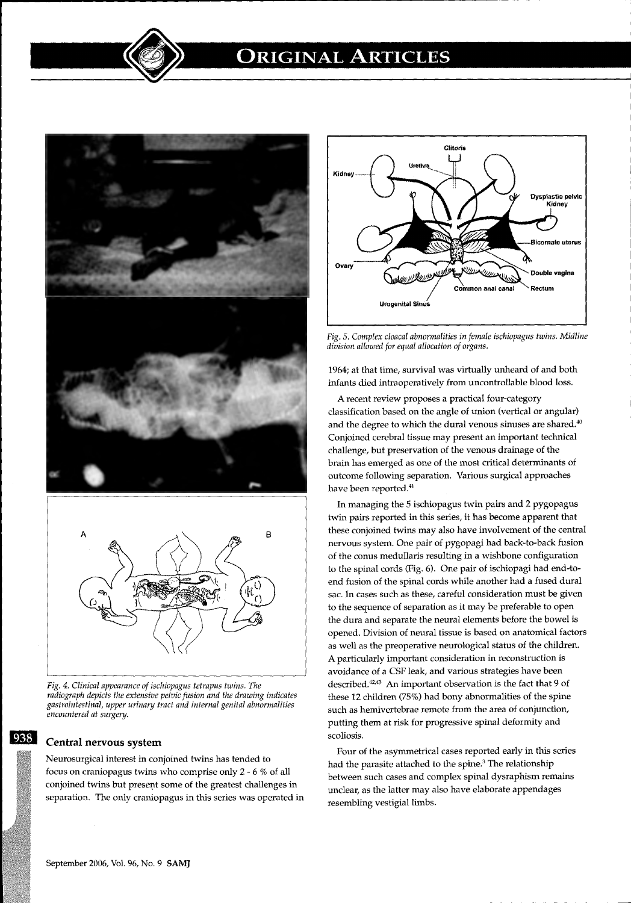Fig. 4. Clinical appearance of ischiopagus tetrapus twins. The radiograph depicts the extensive pelvic fusion and the drawing indicates gastrointestinal, upper urinary tract and internal genital abnormalities encountered at surgery.

## Central nervous system

Neurosurgical interest in conjoined twins has tended to focus on craniopagus twins who comprise only 2 - 6 % of all conjoined twins but present some of the greatest challenges in separation. The only craniopagus in this series was operated in 1964; at that time, survival was virtually unheard of and both infants died intraoperatively from uncontrollable blood loss.

A recent review proposes a practical four-category classification based on the angle of union (vertical or angular) and the degree to which the dural venous sinuses are shared.[40] Conjoined cerebral tissue may present an important technical challenge, but preservation of the venous drainage of the brain has emerged as one of the most critical determinants of outcome following separation. Various surgical approaches have been reported.[41]

In managing the 5 ischiopagus twin pairs and 2 pygopagus twin pairs reported in this series, it has become apparent that these conjoined twins may also have involvement of the central nervous system. One pair of pygopagi had back-to-back fusion of the conus medullaris resulting in a wishbone configuration to the spinal cords (Fig. 6). One pair of ischiopagi had end-to-end fusion of the spinal cords while another had a fused dural sac. In cases such as these, careful consideration must be given to the sequence of separation as it may be preferable to open the dura and separate the neural elements before the bowel is opened. Division of neural tissue is based on anatomical factors as well as the preoperative neurological status of the children. A particularly important consideration in reconstruction is avoidance of a CSF leak, and various strategies have been described.[42,43] An important observation is the fact that 9 of these 12 children (75%) had bony abnormalities of the spine such as hemivertebrae remote from the area of conjunction, putting them at risk for progressive spinal deformity and scoliosis.

Four of the asymmetrical cases reported early in this series had the parasite attached to the spine.[3] The relationship between such cases and complex spinal dysraphism remains unclear, as the latter may also have elaborate appendages resembling vestigial limbs.

Fig. 5. Complex cloacal abnormalities in female ischiopagus twins. Midline division allowed for equal allocation of organs.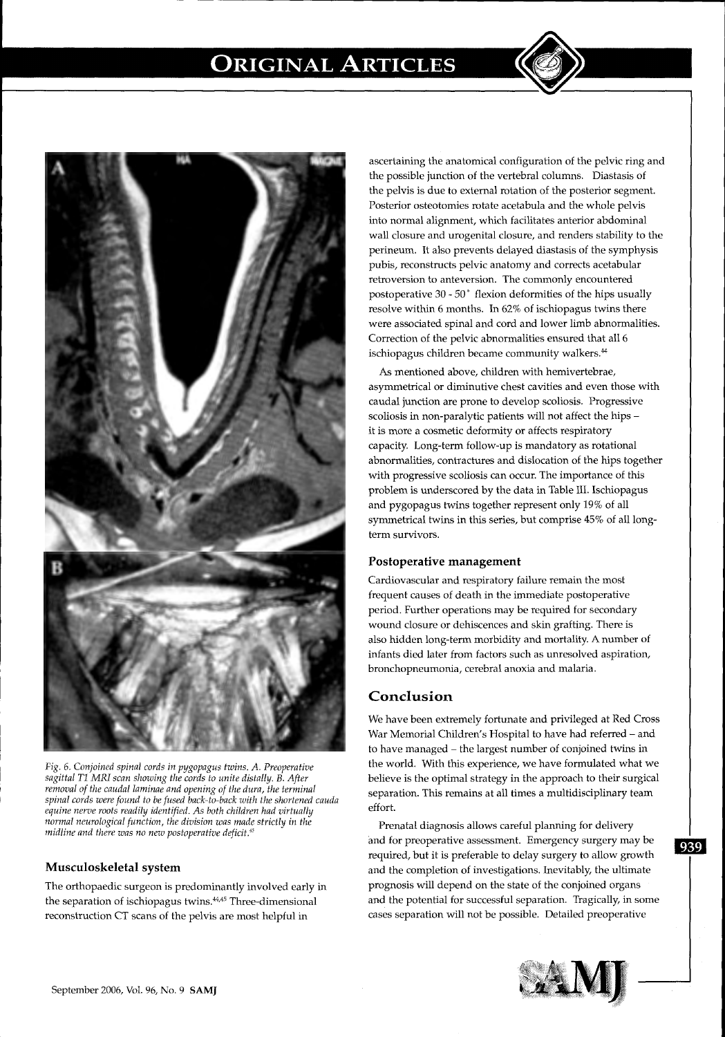*Fig. 6. Conjoined spinal cords in pygopagus twins. A. Preoperative sagittal T1 MRI scan showing the cords to unite distally. B. After removal of the caudal laminae and opening of the dura, the terminal spinal cords were found to be fused back-to-back with the shortened cauda equine nerve roots readily identified. As both children had virtually normal neurological function, the division was made strictly in the midline and there was no new postoperative deficit.*[43]

### Musculoskeletal system

The orthopaedic surgeon is predominantly involved early in the separation of ischiopagus twins.[44,45] Three-dimensional reconstruction CT scans of the pelvis are most helpful in ascertaining the anatomical configuration of the pelvic ring and the possible junction of the vertebral columns. Diastasis of the pelvis is due to external rotation of the posterior segment. Posterior osteotomies rotate acetabula and the whole pelvis into normal alignment, which facilitates anterior abdominal wall closure and urogenital closure, and renders stability to the perineum. It also prevents delayed diastasis of the symphysis pubis, reconstructs pelvic anatomy and corrects acetabular retroversion to anteversion. The commonly encountered postoperative 30 - 50° flexion deformities of the hips usually resolve within 6 months. In 62% of ischiopagus twins there were associated spinal and cord and lower limb abnormalities. Correction of the pelvic abnormalities ensured that all 6 ischiopagus children became community walkers.[44]

As mentioned above, children with hemivertebrae, asymmetrical or diminutive chest cavities and even those with caudal junction are prone to develop scoliosis. Progressive scoliosis in non-paralytic patients will not affect the hips – it is more a cosmetic deformity or affects respiratory capacity. Long-term follow-up is mandatory as rotational abnormalities, contractures and dislocation of the hips together with progressive scoliosis can occur. The importance of this problem is underscored by the data in Table III. Ischiopagus and pygopagus twins together represent only 19% of all symmetrical twins in this series, but comprise 45% of all long-term survivors.

### Postoperative management

Cardiovascular and respiratory failure remain the most frequent causes of death in the immediate postoperative period. Further operations may be required for secondary wound closure or dehiscences and skin grafting. There is also hidden long-term morbidity and mortality. A number of infants died later from factors such as unresolved aspiration, bronchopneumonia, cerebral anoxia and malaria.

## Conclusion

We have been extremely fortunate and privileged at Red Cross War Memorial Children's Hospital to have had referred – and to have managed – the largest number of conjoined twins in the world. With this experience, we have formulated what we believe is the optimal strategy in the approach to their surgical separation. This remains at all times a multidisciplinary team effort.

Prenatal diagnosis allows careful planning for delivery and for preoperative assessment. Emergency surgery may be required, but it is preferable to delay surgery to allow growth and the completion of investigations. Inevitably, the ultimate prognosis will depend on the state of the conjoined organs and the potential for successful separation. Tragically, in some cases separation will not be possible. Detailed preoperative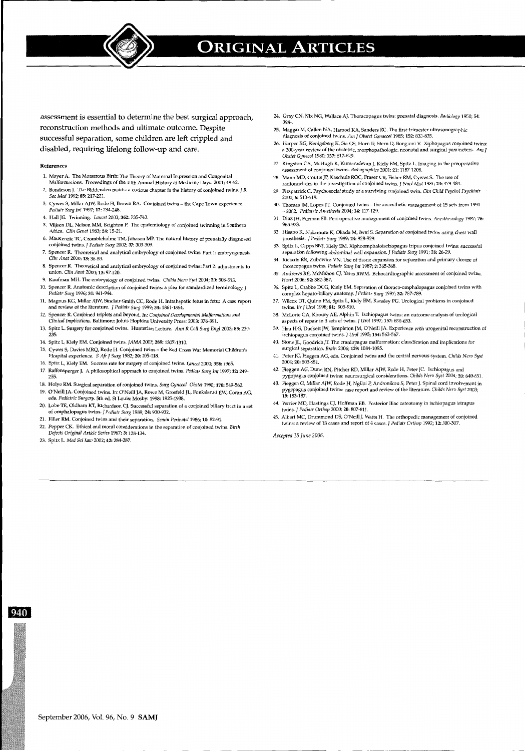assessment is essential to determine the best surgical approach, reconstruction methods and ultimate outcome. Despite successful separation, some children are left crippled and disabled, requiring lifelong follow-up and care.

#### References

1. Mayer A. The Monstrous Birth: The Theory of Maternal Impression and Congenital Malformations. Proceedings of the 10th Annual History of Medicine Days. 2001; 48-52.
2. Bondeson J. The Biddenden maids: a curious chapter in the history of conjoined twins. *J R Soc Med* 1992; **85:** 217-221.
3. Cywes S, Millar AJW, Rode H, Brown RA. Conjoined twins – the Cape Town experience. *Pediatr Surg Int* 1997; **12:** 234-248.
4. Hall JG. Twinning. *Lancet* 2003; **362:** 735-743.
5. Viljoen DL, Nelson MM, Beighton P. The epidemiology of conjoined twinning in Southern Africa. *Clin Genet* 1983; **24:** 15-21.
6. MacKenzie TC, Crombleholme TM, Johnson MP. The natural history of prenatally diagnosed conjoined twins. *J Pediatr Surg* 2002; **37:** 303-309.
7. Spencer R. Theoretical and analytical embryology of conjoined twins: Part 1: embryogenesis. *Clin Anat* 2000; **13:** 36-53.
8. Spencer R. Theoretical and analytical embryology of conjoined twins: Part 2: adjustments to union. *Clin Anat* 2000; **13:** 97-120.
9. Kaufman MH. The embryology of conjoined twins. *Childs Nerv Syst* 2004; **20:** 508-525.
10. Spencer R. Anatomic description of conjoined twins: a plea for standardized terminology. *J Pediatr Surg* 1996; **31:** 941-944.
11. Magnus KG, Millar AJW, Sinclair-Smith CC, Rode H. Intrahepatic fetus in fetu: A case report and review of the literature. *J Pediatr Surg* 1999; **34:** 1861-1864.
12. Spencer R. Conjoined triplets and beyond. In: *Conjoined Developmental Malformations and Clinical Implications*. Baltimore: Johns Hopkins University Press: 2003: 376-391.
13. Spitz L. Surgery for conjoined twins. Hunterian Lecture. *Ann R Coll Surg Engl* 2003; **85:** 230-235.
14. Spitz L, Kiely EM. Conjoined twins. *JAMA* 2003; **289:** 1307-1310.
15. Cywes S, Davies MRQ, Rode H. Conjoined twins – the Red Cross War Memorial Children's Hospital experience. *S Afr J Surg* 1982; **20:** 105-118.
16. Spitz L, Kiely EM. Success rate for surgery of conjoined twins. *Lancet* 2000; **356:** 1765.
17. Raffensperger J. A philosophical approach to conjoined twins. *Pediatr Surg Int* 1997; **12:** 249-255.
18. Holye RM. Surgical separation of conjoined twins. *Surg Gynecol Obstet* 1990; **170:** 549-562.
19. O'Neill JA. Conjoined twins. In: O'Neill JA, Rowe M, Grosfeld JL, Fonkalsrud EW, Coran AG, eds. *Pediatric Surgery*. 5th ed. St Louis: Mosby: 1998: 1925-1938.
20. Lobe TE, Oldham KT, Richardson CJ. Successful separation of a conjoined biliary tract in a set of omphalopagus twins. *J Pediatr Surg* 1989; **24:** 930-932.
21. Filler RM. Conjoined twins and their separation. *Semin Perinatol* 1986; **10:** 82-91.
22. Pepper CK. Ethical and moral considerations in the separation of conjoined twins. *Birth Defects Original Article Series* 1967; **3:** 128-134.
23. Spitz L. *Med Sci Law* 2002; **42:** 284-287.
24. Gray CN, Nix NG, Wallace AJ. Thoracopagus twins: prenatal diagnosis. *Radiology* 1950; **54:** 398-.
25. Maggio M, Callen NA, Hamod KA, Sanders RC. The first-trimester ultrasonographic diagnosis of conjoined twins. *Am J Obstet Gynaecol* 1985; **152:** 833-835.
26. Harper RG, Kenigsberg K, Sia GS, Horn D, Stern D, Bongiovi V. Xiphopagus conjoined twins: a 300-year review of the obstetric, morphopathologic, neonatal and surgical parameters. *Am J Obstet Gynecol* 1980; **137:** 617-629.
27. Kingston CA, McHugh K, Kumaradevan J, Kiely EM, Spitz L. Imaging in the preoperative assessment of conjoined twins. *Radiographics* 2001; **21:** 1187-1208.
28. Mann MD, Coutts JP, Kaschula ROC, Fraser CB, Fisher RM, Cywes S. The use of radionuclides in the investigation of conjoined twins. *J Nucl Med* 1984; **24:** 479-484.
29. Fitzpatrick C. Psychosocial study of a surviving conjoined twin. *Clin Child Psychol Psychiatr* 2000; **5:** 513-519.
30. Thomas JM, Lopez JT. Conjoined twins – the anaesthetic management of 15 sets from 1991 – 2002. *Pediatric Anesthesia* 2004; **14:** 117-129.
31. Diaz JH, Furman EB. Peri-operative management of conjoined twins. *Anesthesiology* 1987; **76:** 965-973.
32. Hisano K, Nakamura K, Okada M, Iwai S. Separation of conjoined twins using chest wall prosthesis. *J Pediatr Surg* 1989; **24:** 928-929.
33. Spitz L, Capps SNJ, Kiely EM. Xiphoomphaloischiopagus tripus conjoined twins: successful separation following abdominal wall expansion. *J Pediatr Surg* 1991; **26:** 26-29.
34. Ricketts RR, Zubowicz VN. Use of tissue expansion for separation and primary closure of thoracopagus twins. *Pediatr Surg Int* 1987; **2:** 365-368.
35. Andrews RE, McMahon CJ, Yates RWM. Echocardiographic assessment of conjoined twins. *Heart* 2006; **92:** 382-387.
36. Spitz L, Crabbe DCG, Kiely EM. Separation of thoraco-omphalopagus conjoined twins with complex hepato-biliary anatomy. *J Pediatr Surg* 1997; **32:** 787-789.
37. Wilcox DT, Quinn FM, Spitz L, Kiely EM, Ransley PG. Urological problems in conjoined twins. *Br J Urol* 1998; **81:** 905-910.
38. McLorie GA, Khoury AE, Alphin T. Ischiopagus twins: an outcome analysis of urological aspects of repair in 3 sets of twins. *J Urol* 1997; **157:** 650-653.
39. Hsu H-S, Duckett JW, Templeton JM, O'Neill JA. Experience with urogenital reconstruction of ischiopagus conjoined twins. *J Urol* 1995; **154:** 563-567.
40. Stone JL, Goodrich JT. The craniopagus malformation: classification and implications for surgical separation. *Brain* 2006; **129:** 1084-1095.
41. Peter JC, Fieggen AG, eds. Conjoined twins and the central nervous system. *Childs Nerv Syst* 2004; **20:** 503-551.
42. Fieggen AG, Dunn RN, Pitcher RD, Millar AJW, Rode H, Peter JC. Ischiopagus and pygopagus conjoined twins: neurosurgical considerations. *Childs Nerv Syst* 2004; **20:** 640-651.
43. Fieggen G, Millar AJW, Rode H, Ngiloi P, Andronikou S, Peter J. Spinal cord involvement in pygopagus conjoined twins: case report and review of the literature. *Childs Nerv Syst* 2003; **19:** 183-187.
44. Yerrier MD, Hastings CJ, Hoffman EB. Posterior iliac osteotomy in ischiopagus tetrapus twins. *J Pediatr Orthop* 2000; **20:** 807-811.
45. Albert MC, Drummond DS, O'Neill J, Watts H. The orthopedic management of conjoined twins: a review of 13 cases and report of 4 cases. *J Pediatr Orthop* 1992; **12:** 300-307.

*Accepted 15 June 2006.*